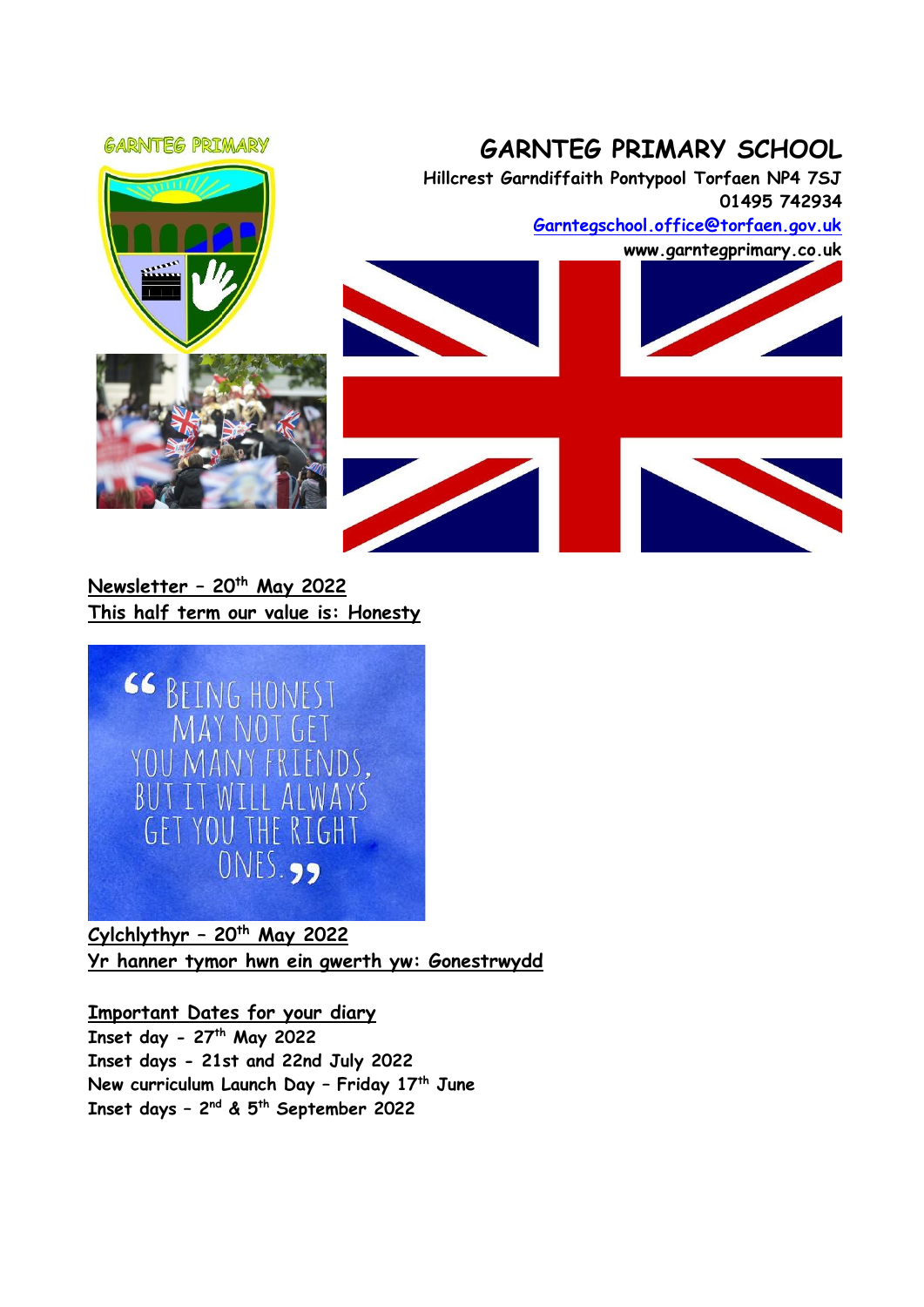GARNTEG PRIMARY

# GARNTEG PRIMARY SCHOOL

**Hillcrest Garndiffaith Pontypool Torfaen NP4 7SJ**
**01495 742934**
**Garntegschool.office@torfaen.gov.uk**
**www.garntegprimary.co.uk**

**Newsletter – 20th May 2022**
**This half term our value is: Honesty**

"Being honest may not get you many friends, but it will always get you the right ones."

**Cylchlythyr – 20th May 2022**
**Yr hanner tymor hwn ein gwerth yw: Gonestrwydd**

**Important Dates for your diary**
**Inset day - 27th May 2022**
**Inset days - 21st and 22nd July 2022**
**New curriculum Launch Day – Friday 17th June**
**Inset days – 2nd & 5th September 2022**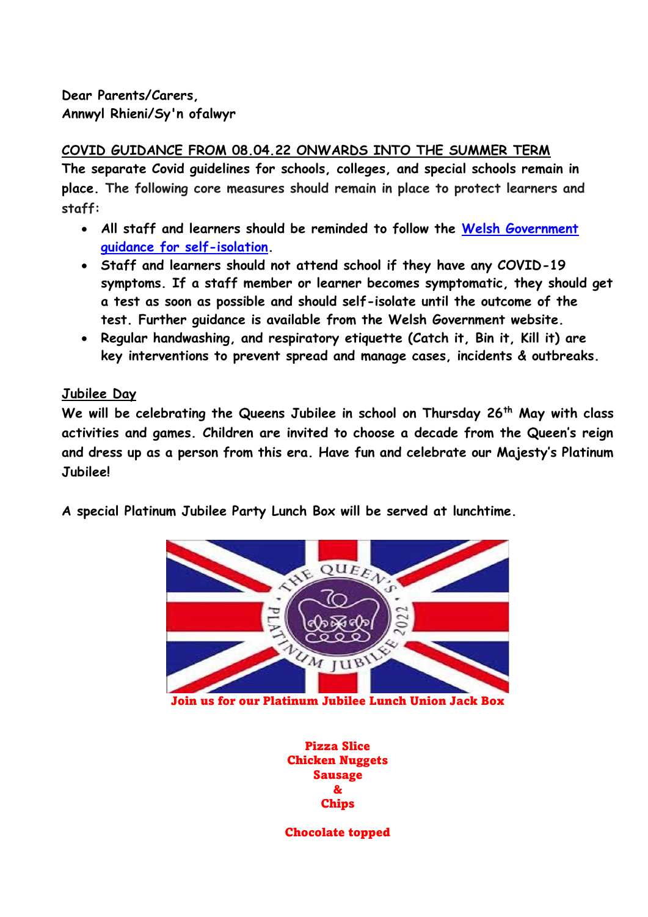**Dear Parents/Carers,**
**Annwyl Rhieni/Sy'n ofalwyr**

**COVID GUIDANCE FROM 08.04.22 ONWARDS INTO THE SUMMER TERM**

**The separate Covid guidelines for schools, colleges, and special schools remain in place.** The following core measures should remain in place to protect learners and staff:

- **All staff and learners should be reminded to follow the Welsh Government guidance for self-isolation.**
- **Staff and learners should not attend school if they have any COVID-19 symptoms. If a staff member or learner becomes symptomatic, they should get a test as soon as possible and should self-isolate until the outcome of the test. Further guidance is available from the Welsh Government website.**
- **Regular handwashing, and respiratory etiquette (Catch it, Bin it, Kill it) are key interventions to prevent spread and manage cases, incidents & outbreaks.**

**Jubilee Day**

**We will be celebrating the Queens Jubilee in school on Thursday 26th May with class activities and games. Children are invited to choose a decade from the Queen's reign and dress up as a person from this era. Have fun and celebrate our Majesty's Platinum Jubilee!**

**A special Platinum Jubilee Party Lunch Box will be served at lunchtime.**

**Join us for our Platinum Jubilee Lunch Union Jack Box**

**Pizza Slice**
**Chicken Nuggets**
**Sausage**
**&**
**Chips**

**Chocolate topped**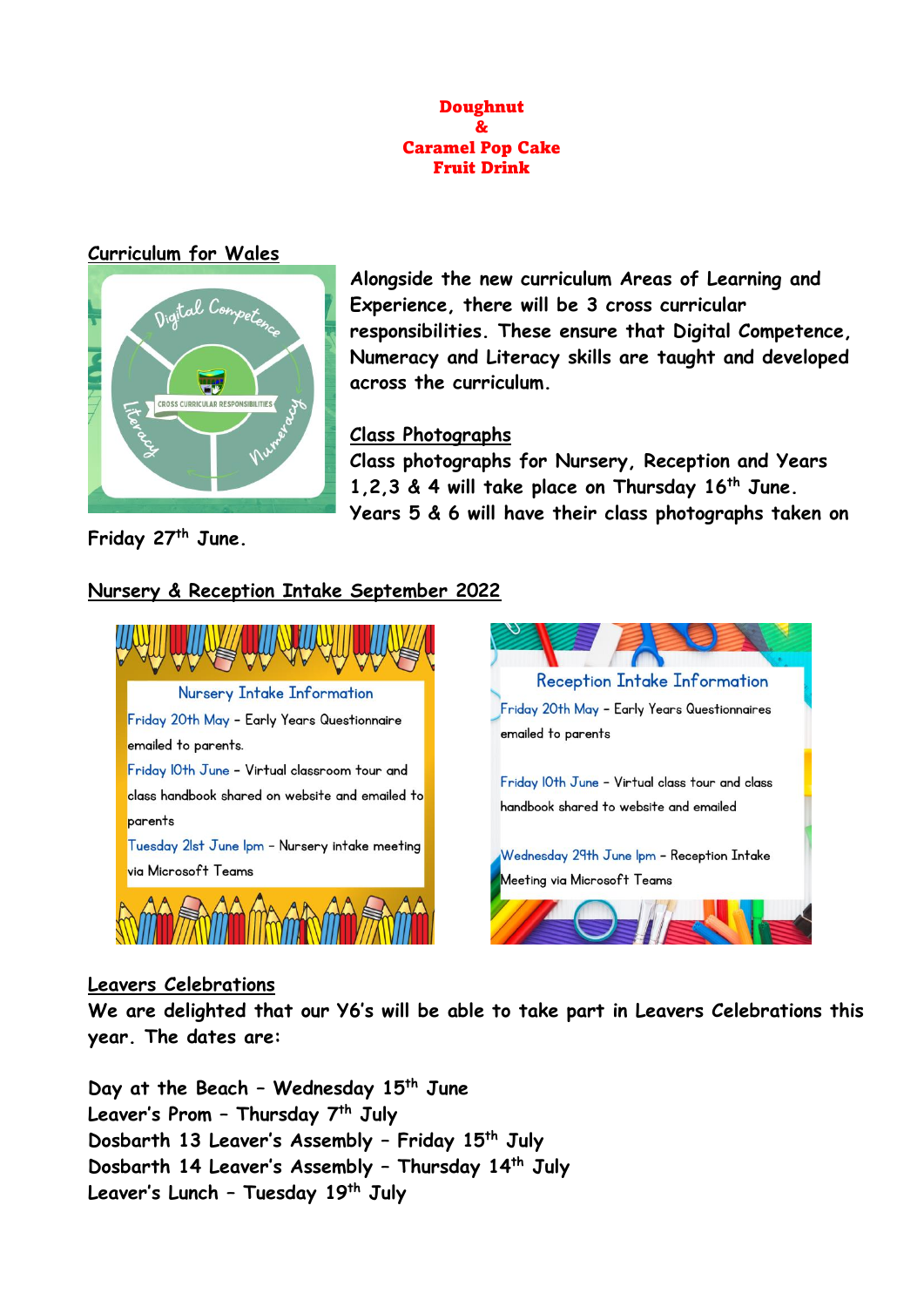**Doughnut**
**&**
**Caramel Pop Cake**
**Fruit Drink**

## Curriculum for Wales

Alongside the new curriculum Areas of Learning and Experience, there will be 3 cross curricular responsibilities. These ensure that Digital Competence, Numeracy and Literacy skills are taught and developed across the curriculum.

## Class Photographs

Class photographs for Nursery, Reception and Years 1,2,3 & 4 will take place on Thursday 16th June. Years 5 & 6 will have their class photographs taken on Friday 27th June.

## Nursery & Reception Intake September 2022

### Nursery Intake Information

Friday 20th May – Early Years Questionnaire emailed to parents.

Friday 10th June – Virtual classroom tour and class handbook shared on website and emailed to parents

Tuesday 21st June 1pm – Nursery intake meeting via Microsoft Teams

### Reception Intake Information

Friday 20th May – Early Years Questionnaires emailed to parents

Friday 10th June – Virtual class tour and class handbook shared to website and emailed

Wednesday 29th June 1pm – Reception Intake Meeting via Microsoft Teams

## Leavers Celebrations

We are delighted that our Y6's will be able to take part in Leavers Celebrations this year. The dates are:

Day at the Beach – Wednesday 15th June
Leaver's Prom – Thursday 7th July
Dosbarth 13 Leaver's Assembly – Friday 15th July
Dosbarth 14 Leaver's Assembly – Thursday 14th July
Leaver's Lunch – Tuesday 19th July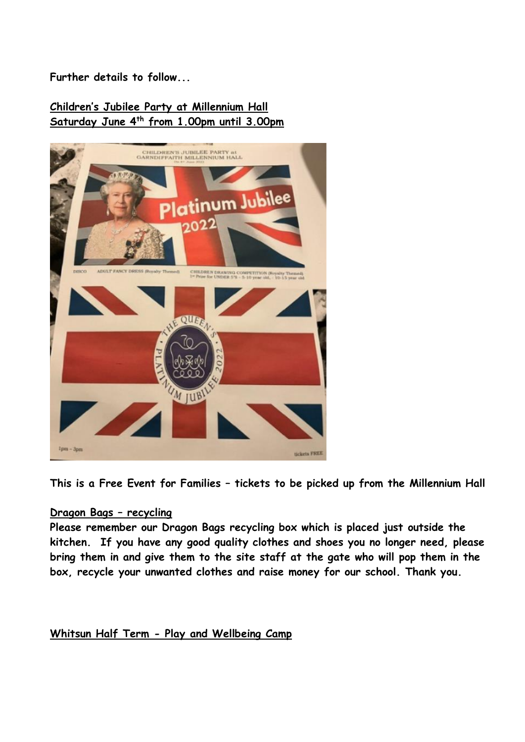**Further details to follow...**

**Children's Jubilee Party at Millennium Hall**
**Saturday June 4th from 1.00pm until 3.00pm**

**This is a Free Event for Families – tickets to be picked up from the Millennium Hall**

**Dragon Bags – recycling**

**Please remember our Dragon Bags recycling box which is placed just outside the kitchen. If you have any good quality clothes and shoes you no longer need, please bring them in and give them to the site staff at the gate who will pop them in the box, recycle your unwanted clothes and raise money for our school. Thank you.**

**Whitsun Half Term - Play and Wellbeing Camp**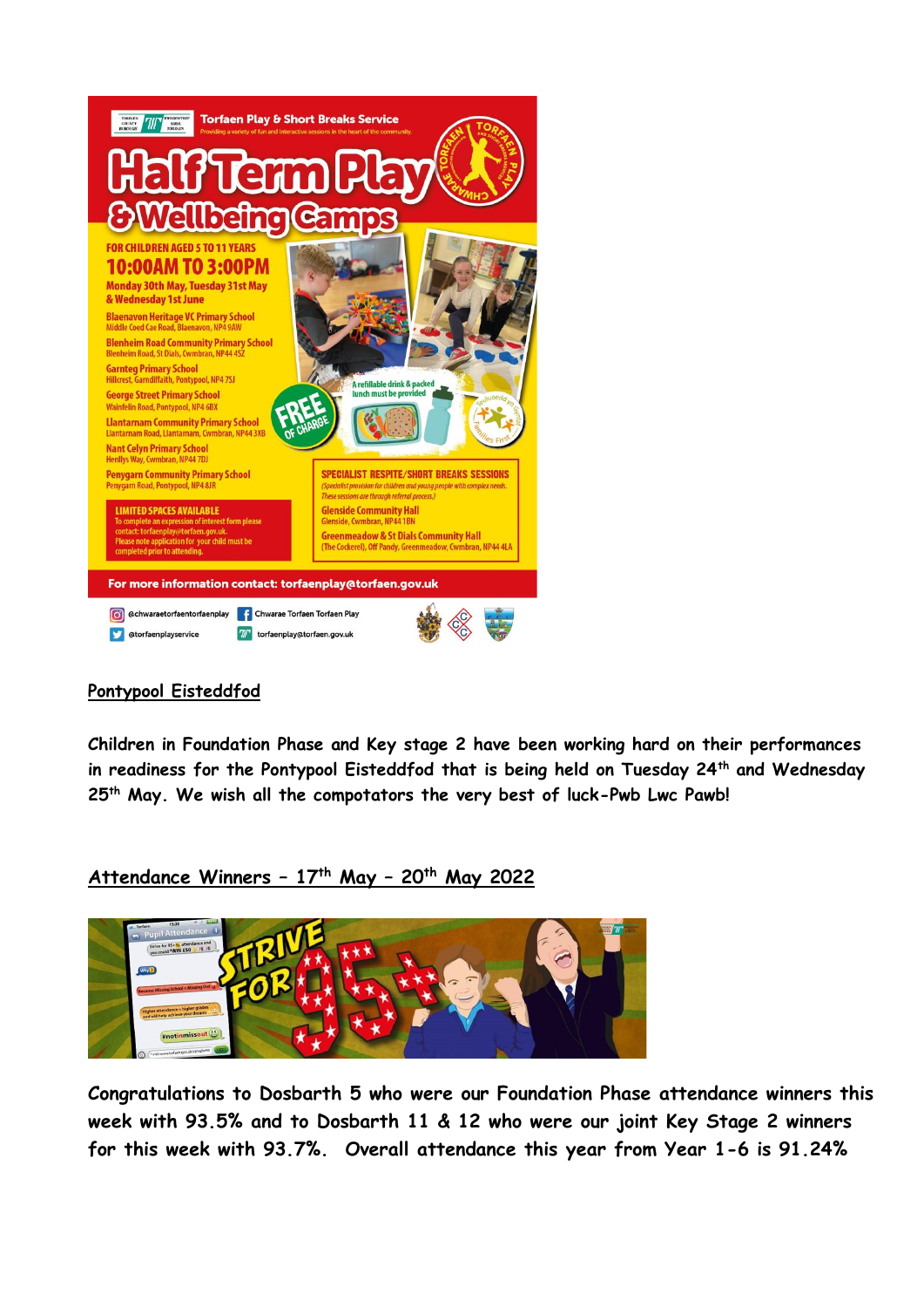**Torfaen Play & Short Breaks Service**

Providing a variety of fun and interactive sessions in the heart of the community.

# Half Term Play & Wellbeing Camps

**FOR CHILDREN AGED 5 TO 11 YEARS**

**10:00AM TO 3:00PM**

**Monday 30th May, Tuesday 31st May & Wednesday 1st June**

**Blaenavon Heritage VC Primary School**
Middle Coed Cae Road, Blaenavon, NP4 9AW

**Blenheim Road Community Primary School**
Blenheim Road, St Dials, Cwmbran, NP44 4SZ

**Garnteg Primary School**
Hillcrest, Garndiffaith, Pontypool, NP4 7SJ

**George Street Primary School**
Wainfelin Road, Pontypool, NP4 6BX

**Llantarnam Community Primary School**
Llantarnam Road, Llantarnam, Cwmbran, NP44 3XB

**Nant Celyn Primary School**
Henllys Way, Cwmbran, NP44 7DJ

**Penygarn Community Primary School**
Penygarn Road, Pontypool, NP4 8JR

**FREE OF CHARGE**

A refillable drink & packed lunch must be provided

**LIMITED SPACES AVAILABLE**
To complete an expression of interest form please contact: torfaenplay@torfaen.gov.uk.
Please note application for your child must be completed prior to attending.

**SPECIALIST RESPITE/SHORT BREAKS SESSIONS**
*(Specialist provision for children and young people with complex needs. These sessions are through referral process.)*

**Glenside Community Hall**
Glenside, Cwmbran, NP44 1BN

**Greenmeadow & St Dials Community Hall**
(The Cockerel), Off Pandy, Greenmeadow, Cwmbran, NP44 4LA

**For more information contact: torfaenplay@torfaen.gov.uk**

@chwaraetorfaentorfaenplay | Chwarae Torfaen Torfaen Play | @torfaenplayservice | torfaenplay@torfaen.gov.uk

## Pontypool Eisteddfod

**Children in Foundation Phase and Key stage 2 have been working hard on their performances in readiness for the Pontypool Eisteddfod that is being held on Tuesday 24th and Wednesday 25th May. We wish all the compotators the very best of luck-Pwb Lwc Pawb!**

## Attendance Winners – 17th May – 20th May 2022

**Congratulations to Dosbarth 5 who were our Foundation Phase attendance winners this week with 93.5% and to Dosbarth 11 & 12 who were our joint Key Stage 2 winners for this week with 93.7%. Overall attendance this year from Year 1-6 is 91.24%**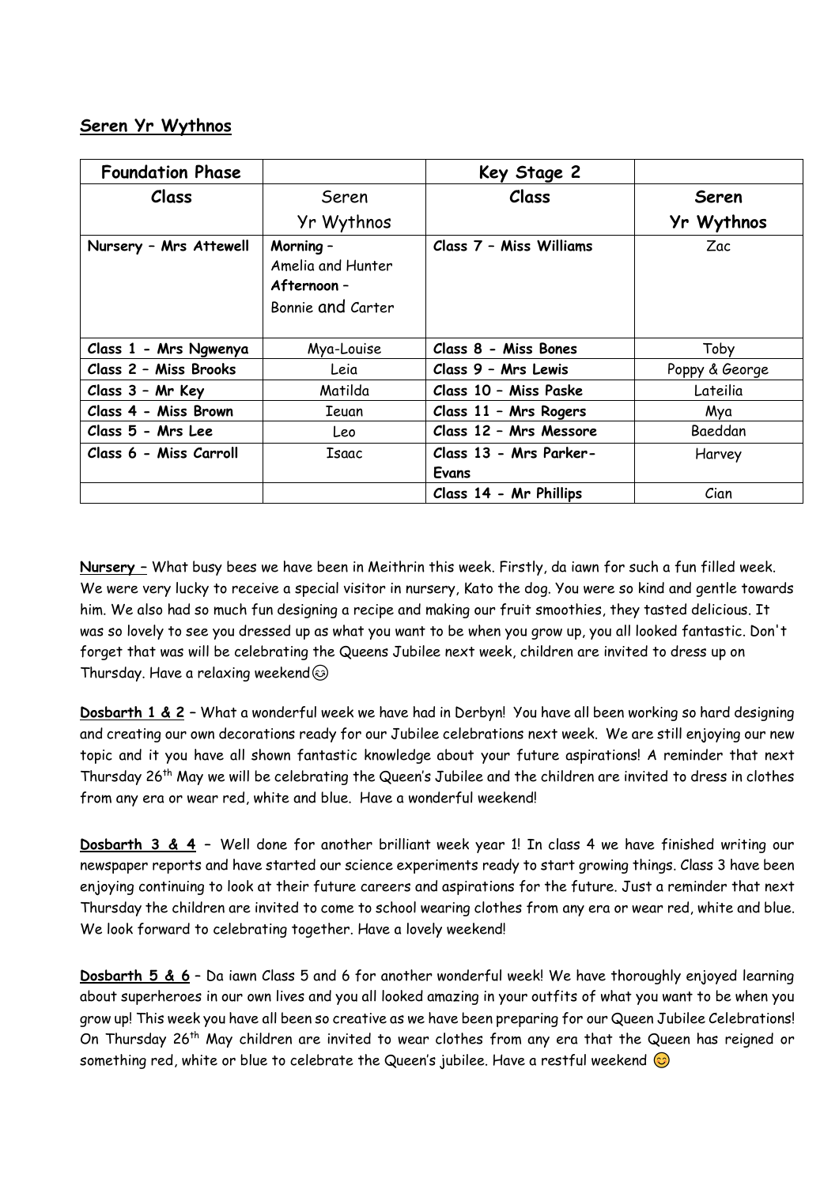## Seren Yr Wythnos

| Foundation Phase | | Key Stage 2 | |
|---|---|---|---|
| **Class** | Seren Yr Wythnos | **Class** | **Seren Yr Wythnos** |
| **Nursery – Mrs Attewell** | **Morning –** Amelia and Hunter **Afternoon –** Bonnie and Carter | **Class 7 – Miss Williams** | Zac |
| **Class 1 - Mrs Ngwenya** | Mya-Louise | **Class 8 - Miss Bones** | Toby |
| **Class 2 – Miss Brooks** | Leia | **Class 9 – Mrs Lewis** | Poppy & George |
| **Class 3 – Mr Key** | Matilda | **Class 10 – Miss Paske** | Lateilia |
| **Class 4 - Miss Brown** | Ieuan | **Class 11 – Mrs Rogers** | Mya |
| **Class 5 - Mrs Lee** | Leo | **Class 12 – Mrs Messore** | Baeddan |
| **Class 6 - Miss Carroll** | Isaac | **Class 13 - Mrs Parker-Evans** | Harvey |
| | | **Class 14 - Mr Phillips** | Cian |

**Nursery** – What busy bees we have been in Meithrin this week. Firstly, da iawn for such a fun filled week. We were very lucky to receive a special visitor in nursery, Kato the dog. You were so kind and gentle towards him. We also had so much fun designing a recipe and making our fruit smoothies, they tasted delicious. It was so lovely to see you dressed up as what you want to be when you grow up, you all looked fantastic. Don't forget that was will be celebrating the Queens Jubilee next week, children are invited to dress up on Thursday. Have a relaxing weekend😊

**Dosbarth 1 & 2** – What a wonderful week we have had in Derbyn! You have all been working so hard designing and creating our own decorations ready for our Jubilee celebrations next week. We are still enjoying our new topic and it you have all shown fantastic knowledge about your future aspirations! A reminder that next Thursday 26th May we will be celebrating the Queen's Jubilee and the children are invited to dress in clothes from any era or wear red, white and blue. Have a wonderful weekend!

**Dosbarth 3 & 4** – Well done for another brilliant week year 1! In class 4 we have finished writing our newspaper reports and have started our science experiments ready to start growing things. Class 3 have been enjoying continuing to look at their future careers and aspirations for the future. Just a reminder that next Thursday the children are invited to come to school wearing clothes from any era or wear red, white and blue. We look forward to celebrating together. Have a lovely weekend!

**Dosbarth 5 & 6** – Da iawn Class 5 and 6 for another wonderful week! We have thoroughly enjoyed learning about superheroes in our own lives and you all looked amazing in your outfits of what you want to be when you grow up! This week you have all been so creative as we have been preparing for our Queen Jubilee Celebrations! On Thursday 26th May children are invited to wear clothes from any era that the Queen has reigned or something red, white or blue to celebrate the Queen's jubilee. Have a restful weekend 😊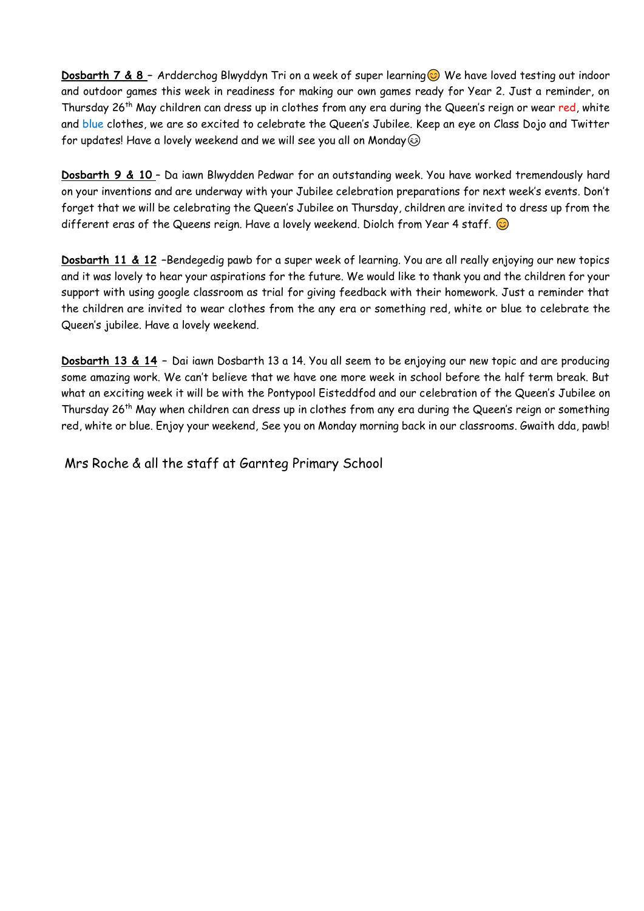**Dosbarth 7 & 8** – Ardderchog Blwyddyn Tri on a week of super learning😊 We have loved testing out indoor and outdoor games this week in readiness for making our own games ready for Year 2. Just a reminder, on Thursday 26th May children can dress up in clothes from any era during the Queen's reign or wear red, white and blue clothes, we are so excited to celebrate the Queen's Jubilee. Keep an eye on Class Dojo and Twitter for updates! Have a lovely weekend and we will see you all on Monday😉

**Dosbarth 9 & 10** – Da iawn Blwydden Pedwar for an outstanding week. You have worked tremendously hard on your inventions and are underway with your Jubilee celebration preparations for next week's events. Don't forget that we will be celebrating the Queen's Jubilee on Thursday, children are invited to dress up from the different eras of the Queens reign. Have a lovely weekend. Diolch from Year 4 staff. 😊

**Dosbarth 11 & 12** –Bendegedig pawb for a super week of learning. You are all really enjoying our new topics and it was lovely to hear your aspirations for the future. We would like to thank you and the children for your support with using google classroom as trial for giving feedback with their homework. Just a reminder that the children are invited to wear clothes from the any era or something red, white or blue to celebrate the Queen's jubilee. Have a lovely weekend.

**Dosbarth 13 & 14** – Dai iawn Dosbarth 13 a 14. You all seem to be enjoying our new topic and are producing some amazing work. We can't believe that we have one more week in school before the half term break. But what an exciting week it will be with the Pontypool Eisteddfod and our celebration of the Queen's Jubilee on Thursday 26th May when children can dress up in clothes from any era during the Queen's reign or something red, white or blue. Enjoy your weekend, See you on Monday morning back in our classrooms. Gwaith dda, pawb!

Mrs Roche & all the staff at Garnteg Primary School